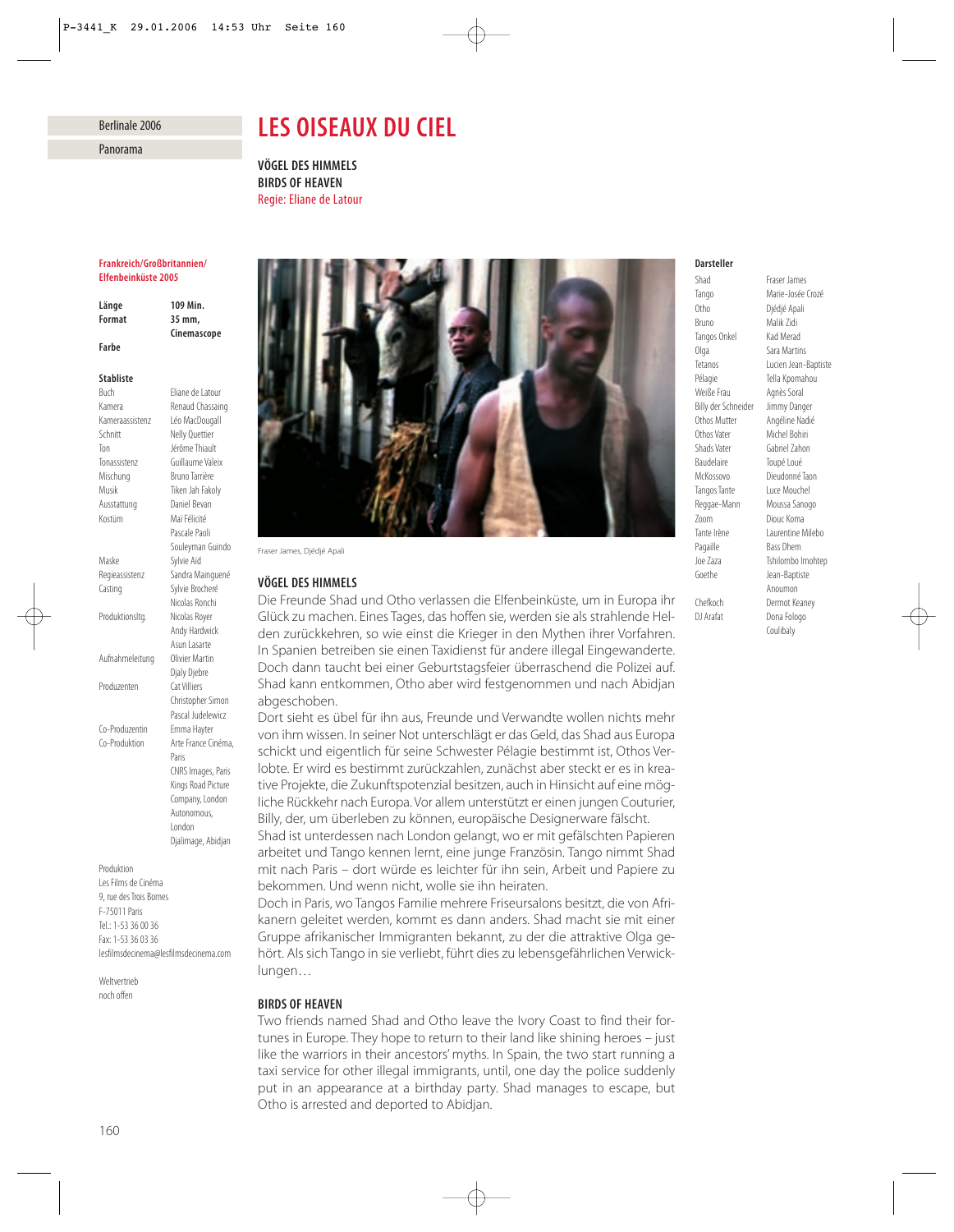Berlinale 2006

Panorama

# LES OISEAUX DU CIEL

**VÖGEL DES HIMMELS**
**BIRDS OF HEAVEN**
Regie: Eliane de Latour

**Frankreich/Großbritannien/Elfenbeinküste 2005**

| | |
|---|---|
| **Länge** | **109 Min.** |
| **Format** | **35 mm, Cinemascope** |
| **Farbe** | |

**Stabliste**

| | |
|---|---|
| Buch | Eliane de Latour |
| Kamera | Renaud Chassaing |
| Kameraassistenz | Léo MacDougall |
| Schnitt | Nelly Quettier |
| Ton | Jérôme Thiault |
| Tonassistenz | Guillaume Valeix |
| Mischung | Bruno Tarrière |
| Musik | Tiken Jah Fakoly |
| Ausstattung | Daniel Bevan |
| Kostüm | Mai Félicité, Pascale Paoli, Souleyman Guindo |
| Maske | Sylvie Aid |
| Regieassistenz | Sandra Mainguené |
| Casting | Sylvie Brocheré, Nicolas Ronchi |
| Produktionsltg. | Nicolas Royer, Andy Hardwick, Asun Lasarte |
| Aufnahmeleitung | Olivier Martin, Djaly Djebre |
| Produzenten | Cat Villiers, Christopher Simon, Pascal Judelewicz |
| Co-Produzentin | Emma Hayter |
| Co-Produktion | Arte France Cinéma, Paris; CNRS Images, Paris; Kings Road Picture Company, London; Autonomous, London; Djalimage, Abidjan |

Produktion
Les Films de Cinéma
9, rue des Trois Bornes
F-75011 Paris
Tel.: 1-53 36 00 36
Fax: 1-53 36 03 36
lesfilmsdecinema@lesfilmsdecinema.com

Weltvertrieb
noch offen

Fraser James, Djédjé Apali

## VÖGEL DES HIMMELS

Die Freunde Shad und Otho verlassen die Elfenbeinküste, um in Europa ihr Glück zu machen. Eines Tages, das hoffen sie, werden sie als strahlende Helden zurückkehren, so wie einst die Krieger in den Mythen ihrer Vorfahren. In Spanien betreiben sie einen Taxidienst für andere illegal Eingewanderte. Doch dann taucht bei einer Geburtstagsfeier überraschend die Polizei auf. Shad kann entkommen, Otho aber wird festgenommen und nach Abidjan abgeschoben.

Dort sieht es übel für ihn aus, Freunde und Verwandte wollen nichts mehr von ihm wissen. In seiner Not unterschlägt er das Geld, das Shad aus Europa schickt und eigentlich für seine Schwester Pélagie bestimmt ist, Othos Verlobte. Er wird es bestimmt zurückzahlen, zunächst aber steckt er es in kreative Projekte, die Zukunftspotenzial besitzen, auch in Hinsicht auf eine mögliche Rückkehr nach Europa. Vor allem unterstützt er einen jungen Couturier, Billy, der, um überleben zu können, europäische Designerware fälscht.

Shad ist unterdessen nach London gelangt, wo er mit gefälschten Papieren arbeitet und Tango kennen lernt, eine junge Französin. Tango nimmt Shad mit nach Paris – dort würde es leichter für ihn sein, Arbeit und Papiere zu bekommen. Und wenn nicht, wolle sie ihn heiraten.

Doch in Paris, wo Tangos Familie mehrere Friseursalons besitzt, die von Afrikanern geleitet werden, kommt es dann anders. Shad macht sie mit einer Gruppe afrikanischer Immigranten bekannt, zu der die attraktive Olga gehört. Als sich Tango in sie verliebt, führt dies zu lebensgefährlichen Verwicklungen…

## BIRDS OF HEAVEN

Two friends named Shad and Otho leave the Ivory Coast to find their fortunes in Europe. They hope to return to their land like shining heroes – just like the warriors in their ancestors' myths. In Spain, the two start running a taxi service for other illegal immigrants, until, one day the police suddenly put in an appearance at a birthday party. Shad manages to escape, but Otho is arrested and deported to Abidjan.

**Darsteller**

| | |
|---|---|
| Shad | Fraser James |
| Tango | Marie-Josée Crozé |
| Otho | Djédjé Apali |
| Bruno | Malik Zidi |
| Tangos Onkel | Kad Merad |
| Olga | Sara Martins |
| Tetanos | Lucien Jean-Baptiste |
| Pélagie | Tella Kpomahou |
| Weiße Frau | Agnès Soral |
| Billy der Schneider | Jimmy Danger |
| Othos Mutter | Angéline Nadié |
| Othos Vater | Michel Bohiri |
| Shads Vater | Gabriel Zahon |
| Baudelaire | Toupé Loué |
| McKossovo | Dieudonné Taon |
| Tangos Tante | Luce Mouchel |
| Reggae-Mann | Moussa Sanogo |
| Zoom | Diouc Koma |
| Tante Irène | Laurentine Milebo |
| Pagaille | Bass Dhem |
| Joe Zaza | Tshilombo Imhotep |
| Goethe | Jean-Baptiste Anoumon |
| Chefkoch | Dermot Keaney |
| DJ Arafat | Dona Fologo Coulibaly |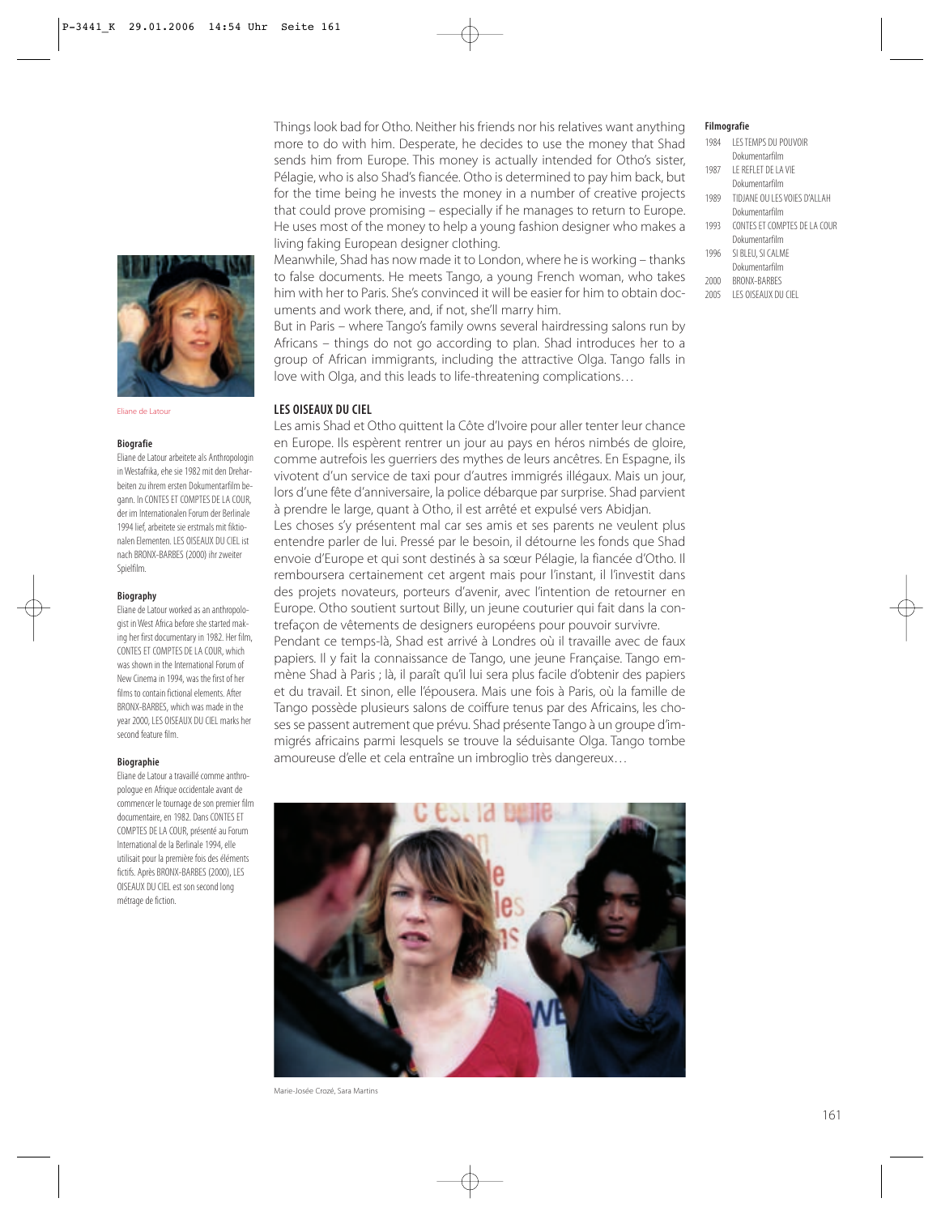Things look bad for Otho. Neither his friends nor his relatives want anything more to do with him. Desperate, he decides to use the money that Shad sends him from Europe. This money is actually intended for Otho's sister, Pélagie, who is also Shad's fiancée. Otho is determined to pay him back, but for the time being he invests the money in a number of creative projects that could prove promising – especially if he manages to return to Europe. He uses most of the money to help a young fashion designer who makes a living faking European designer clothing.

Meanwhile, Shad has now made it to London, where he is working – thanks to false documents. He meets Tango, a young French woman, who takes him with her to Paris. She's convinced it will be easier for him to obtain documents and work there, and, if not, she'll marry him.

But in Paris – where Tango's family owns several hairdressing salons run by Africans – things do not go according to plan. Shad introduces her to a group of African immigrants, including the attractive Olga. Tango falls in love with Olga, and this leads to life-threatening complications…

## LES OISEAUX DU CIEL

Les amis Shad et Otho quittent la Côte d'Ivoire pour aller tenter leur chance en Europe. Ils espèrent rentrer un jour au pays en héros nimbés de gloire, comme autrefois les guerriers des mythes de leurs ancêtres. En Espagne, ils vivotent d'un service de taxi pour d'autres immigrés illégaux. Mais un jour, lors d'une fête d'anniversaire, la police débarque par surprise. Shad parvient à prendre le large, quant à Otho, il est arrêté et expulsé vers Abidjan.

Les choses s'y présentent mal car ses amis et ses parents ne veulent plus entendre parler de lui. Pressé par le besoin, il détourne les fonds que Shad envoie d'Europe et qui sont destinés à sa sœur Pélagie, la fiancée d'Otho. Il remboursera certainement cet argent mais pour l'instant, il l'investit dans des projets novateurs, porteurs d'avenir, avec l'intention de retourner en Europe. Otho soutient surtout Billy, un jeune couturier qui fait dans la contrefaçon de vêtements de designers européens pour pouvoir survivre.

Pendant ce temps-là, Shad est arrivé à Londres où il travaille avec de faux papiers. Il y fait la connaissance de Tango, une jeune Française. Tango emmène Shad à Paris ; là, il paraît qu'il lui sera plus facile d'obtenir des papiers et du travail. Et sinon, elle l'épousera. Mais une fois à Paris, où la famille de Tango possède plusieurs salons de coiffure tenus par des Africains, les choses se passent autrement que prévu. Shad présente Tango à un groupe d'immigrés africains parmi lesquels se trouve la séduisante Olga. Tango tombe amoureuse d'elle et cela entraîne un imbroglio très dangereux…

Marie-Josée Crozé, Sara Martins

Eliane de Latour

**Biografie**

Eliane de Latour arbeitete als Anthropologin in Westafrika, ehe sie 1982 mit den Dreharbeiten zu ihrem ersten Dokumentarfilm begann. In CONTES ET COMPTES DE LA COUR, der im Internationalen Forum der Berlinale 1994 lief, arbeitete sie erstmals mit fiktionalen Elementen. LES OISEAUX DU CIEL ist nach BRONX-BARBES (2000) ihr zweiter Spielfilm.

**Biography**

Eliane de Latour worked as an anthropologist in West Africa before she started making her first documentary in 1982. Her film, CONTES ET COMPTES DE LA COUR, which was shown in the International Forum of New Cinema in 1994, was the first of her films to contain fictional elements. After BRONX-BARBES, which was made in the year 2000, LES OISEAUX DU CIEL marks her second feature film.

**Biographie**

Eliane de Latour a travaillé comme anthropologue en Afrique occidentale avant de commencer le tournage de son premier film documentaire, en 1982. Dans CONTES ET COMPTES DE LA COUR, présenté au Forum International de la Berlinale 1994, elle utilisait pour la première fois des éléments fictifs. Après BRONX-BARBES (2000), LES OISEAUX DU CIEL est son second long métrage de fiction.

**Filmografie**

| | |
|---|---|
| 1984 | LES TEMPS DU POUVOIR Dokumentarfilm |
| 1987 | LE REFLET DE LA VIE Dokumentarfilm |
| 1989 | TIDJANE OU LES VOIES D'ALLAH Dokumentarfilm |
| 1993 | CONTES ET COMPTES DE LA COUR Dokumentarfilm |
| 1996 | SI BLEU, SI CALME Dokumentarfilm |
| 2000 | BRONX-BARBES |
| 2005 | LES OISEAUX DU CIEL |